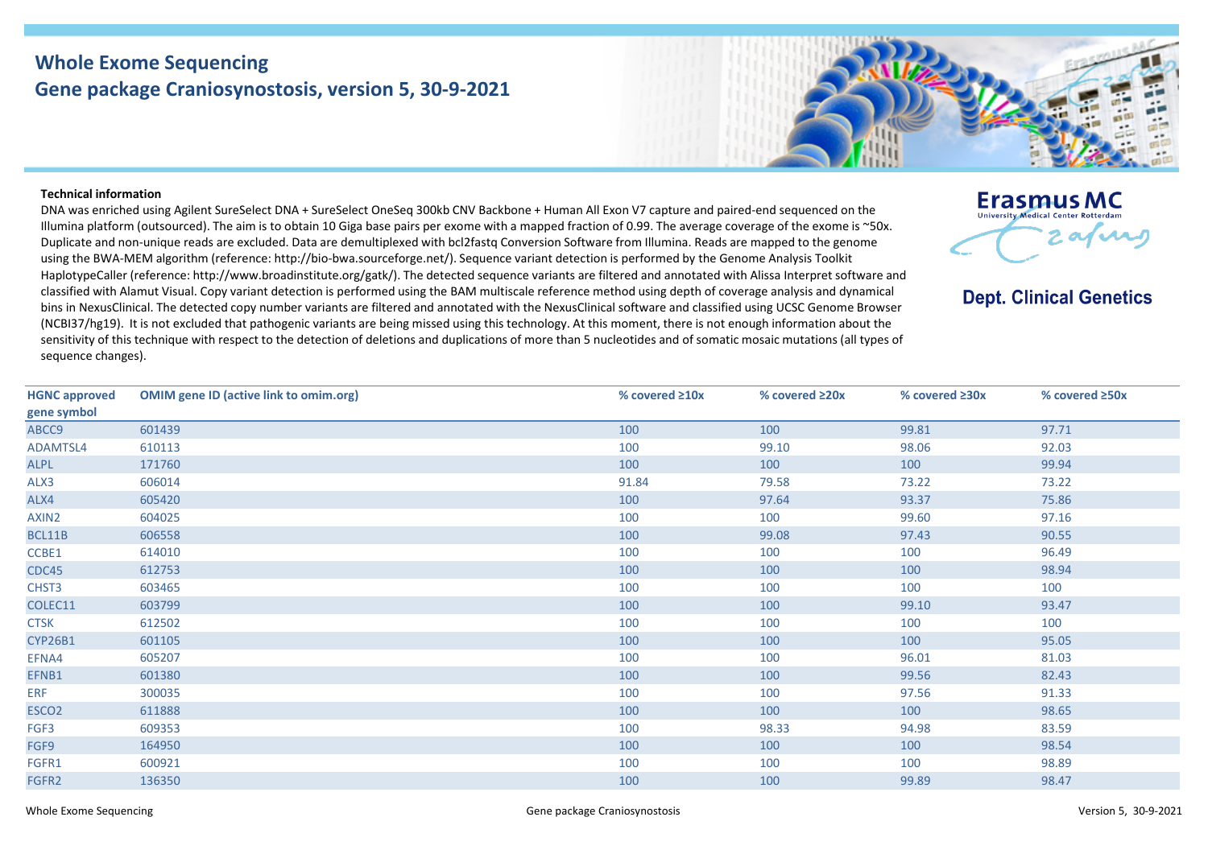# Whole Exome Sequencing
## Gene package Craniosynostosis, version 5, 30-9-2021

**Erasmus MC**
University Medical Center Rotterdam

**Dept. Clinical Genetics**

**Technical information**

DNA was enriched using Agilent SureSelect DNA + SureSelect OneSeq 300kb CNV Backbone + Human All Exon V7 capture and paired-end sequenced on the Illumina platform (outsourced). The aim is to obtain 10 Giga base pairs per exome with a mapped fraction of 0.99. The average coverage of the exome is ~50x. Duplicate and non-unique reads are excluded. Data are demultiplexed with bcl2fastq Conversion Software from Illumina. Reads are mapped to the genome using the BWA-MEM algorithm (reference: http://bio-bwa.sourceforge.net/). Sequence variant detection is performed by the Genome Analysis Toolkit HaplotypeCaller (reference: http://www.broadinstitute.org/gatk/). The detected sequence variants are filtered and annotated with Alissa Interpret software and classified with Alamut Visual. Copy variant detection is performed using the BAM multiscale reference method using depth of coverage analysis and dynamical bins in NexusClinical. The detected copy number variants are filtered and annotated with the NexusClinical software and classified using UCSC Genome Browser (NCBI37/hg19). It is not excluded that pathogenic variants are being missed using this technology. At this moment, there is not enough information about the sensitivity of this technique with respect to the detection of deletions and duplications of more than 5 nucleotides and of somatic mosaic mutations (all types of sequence changes).

| HGNC approved gene symbol | OMIM gene ID (active link to omim.org) | % covered ≥10x | % covered ≥20x | % covered ≥30x | % covered ≥50x |
|---|---|---|---|---|---|
| ABCC9 | 601439 | 100 | 100 | 99.81 | 97.71 |
| ADAMTSL4 | 610113 | 100 | 99.10 | 98.06 | 92.03 |
| ALPL | 171760 | 100 | 100 | 100 | 99.94 |
| ALX3 | 606014 | 91.84 | 79.58 | 73.22 | 73.22 |
| ALX4 | 605420 | 100 | 97.64 | 93.37 | 75.86 |
| AXIN2 | 604025 | 100 | 100 | 99.60 | 97.16 |
| BCL11B | 606558 | 100 | 99.08 | 97.43 | 90.55 |
| CCBE1 | 614010 | 100 | 100 | 100 | 96.49 |
| CDC45 | 612753 | 100 | 100 | 100 | 98.94 |
| CHST3 | 603465 | 100 | 100 | 100 | 100 |
| COLEC11 | 603799 | 100 | 100 | 99.10 | 93.47 |
| CTSK | 612502 | 100 | 100 | 100 | 100 |
| CYP26B1 | 601105 | 100 | 100 | 100 | 95.05 |
| EFNA4 | 605207 | 100 | 100 | 96.01 | 81.03 |
| EFNB1 | 601380 | 100 | 100 | 99.56 | 82.43 |
| ERF | 300035 | 100 | 100 | 97.56 | 91.33 |
| ESCO2 | 611888 | 100 | 100 | 100 | 98.65 |
| FGF3 | 609353 | 100 | 98.33 | 94.98 | 83.59 |
| FGF9 | 164950 | 100 | 100 | 100 | 98.54 |
| FGFR1 | 600921 | 100 | 100 | 100 | 98.89 |
| FGFR2 | 136350 | 100 | 100 | 99.89 | 98.47 |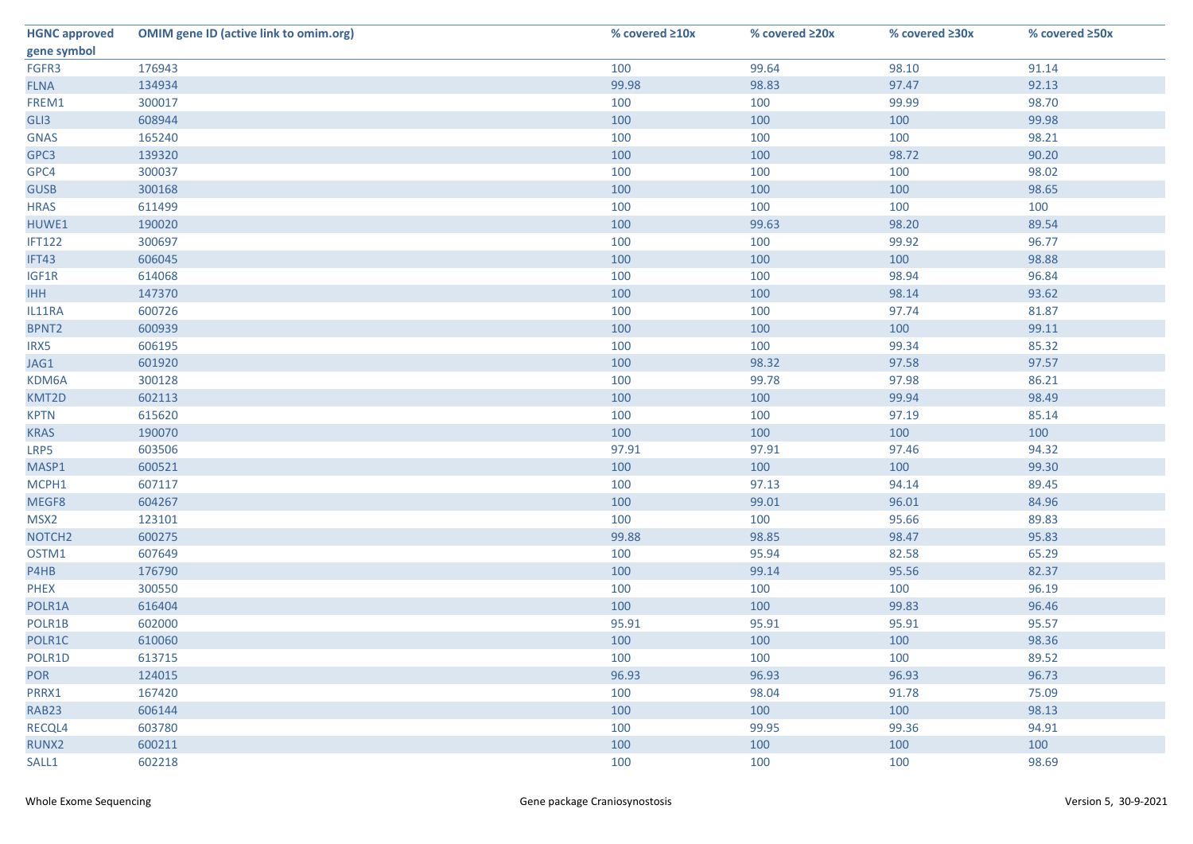| HGNC approved gene symbol | OMIM gene ID (active link to omim.org) | % covered ≥10x | % covered ≥20x | % covered ≥30x | % covered ≥50x |
|---|---|---|---|---|---|
| FGFR3 | 176943 | 100 | 99.64 | 98.10 | 91.14 |
| FLNA | 134934 | 99.98 | 98.83 | 97.47 | 92.13 |
| FREM1 | 300017 | 100 | 100 | 99.99 | 98.70 |
| GLI3 | 608944 | 100 | 100 | 100 | 99.98 |
| GNAS | 165240 | 100 | 100 | 100 | 98.21 |
| GPC3 | 139320 | 100 | 100 | 98.72 | 90.20 |
| GPC4 | 300037 | 100 | 100 | 100 | 98.02 |
| GUSB | 300168 | 100 | 100 | 100 | 98.65 |
| HRAS | 611499 | 100 | 100 | 100 | 100 |
| HUWE1 | 190020 | 100 | 99.63 | 98.20 | 89.54 |
| IFT122 | 300697 | 100 | 100 | 99.92 | 96.77 |
| IFT43 | 606045 | 100 | 100 | 100 | 98.88 |
| IGF1R | 614068 | 100 | 100 | 98.94 | 96.84 |
| IHH | 147370 | 100 | 100 | 98.14 | 93.62 |
| IL11RA | 600726 | 100 | 100 | 97.74 | 81.87 |
| BPNT2 | 600939 | 100 | 100 | 100 | 99.11 |
| IRX5 | 606195 | 100 | 100 | 99.34 | 85.32 |
| JAG1 | 601920 | 100 | 98.32 | 97.58 | 97.57 |
| KDM6A | 300128 | 100 | 99.78 | 97.98 | 86.21 |
| KMT2D | 602113 | 100 | 100 | 99.94 | 98.49 |
| KPTN | 615620 | 100 | 100 | 97.19 | 85.14 |
| KRAS | 190070 | 100 | 100 | 100 | 100 |
| LRP5 | 603506 | 97.91 | 97.91 | 97.46 | 94.32 |
| MASP1 | 600521 | 100 | 100 | 100 | 99.30 |
| MCPH1 | 607117 | 100 | 97.13 | 94.14 | 89.45 |
| MEGF8 | 604267 | 100 | 99.01 | 96.01 | 84.96 |
| MSX2 | 123101 | 100 | 100 | 95.66 | 89.83 |
| NOTCH2 | 600275 | 99.88 | 98.85 | 98.47 | 95.83 |
| OSTM1 | 607649 | 100 | 95.94 | 82.58 | 65.29 |
| P4HB | 176790 | 100 | 99.14 | 95.56 | 82.37 |
| PHEX | 300550 | 100 | 100 | 100 | 96.19 |
| POLR1A | 616404 | 100 | 100 | 99.83 | 96.46 |
| POLR1B | 602000 | 95.91 | 95.91 | 95.91 | 95.57 |
| POLR1C | 610060 | 100 | 100 | 100 | 98.36 |
| POLR1D | 613715 | 100 | 100 | 100 | 89.52 |
| POR | 124015 | 96.93 | 96.93 | 96.93 | 96.73 |
| PRRX1 | 167420 | 100 | 98.04 | 91.78 | 75.09 |
| RAB23 | 606144 | 100 | 100 | 100 | 98.13 |
| RECQL4 | 603780 | 100 | 99.95 | 99.36 | 94.91 |
| RUNX2 | 600211 | 100 | 100 | 100 | 100 |
| SALL1 | 602218 | 100 | 100 | 100 | 98.69 |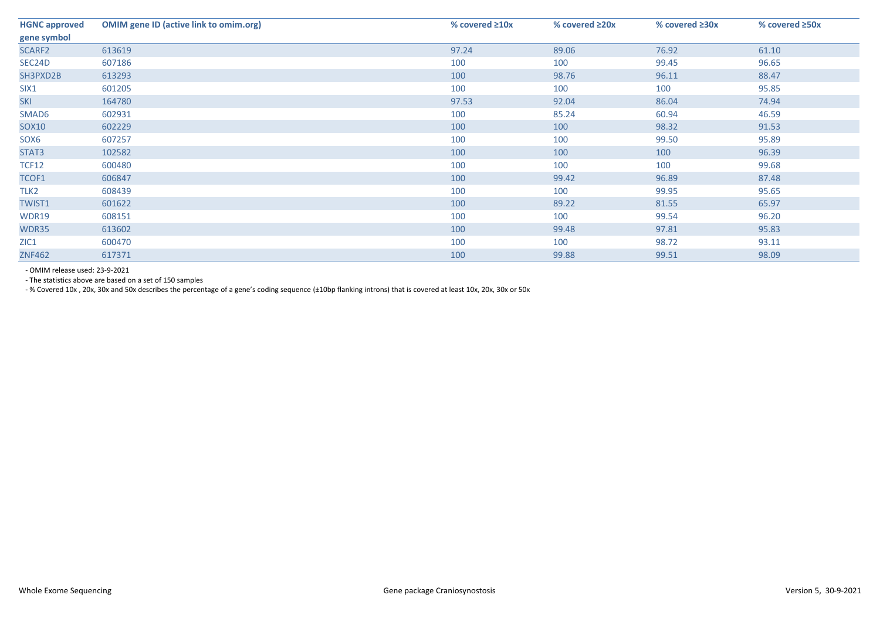| HGNC approved gene symbol | OMIM gene ID (active link to omim.org) | % covered ≥10x | % covered ≥20x | % covered ≥30x | % covered ≥50x |
|---|---|---|---|---|---|
| SCARF2 | 613619 | 97.24 | 89.06 | 76.92 | 61.10 |
| SEC24D | 607186 | 100 | 100 | 99.45 | 96.65 |
| SH3PXD2B | 613293 | 100 | 98.76 | 96.11 | 88.47 |
| SIX1 | 601205 | 100 | 100 | 100 | 95.85 |
| SKI | 164780 | 97.53 | 92.04 | 86.04 | 74.94 |
| SMAD6 | 602931 | 100 | 85.24 | 60.94 | 46.59 |
| SOX10 | 602229 | 100 | 100 | 98.32 | 91.53 |
| SOX6 | 607257 | 100 | 100 | 99.50 | 95.89 |
| STAT3 | 102582 | 100 | 100 | 100 | 96.39 |
| TCF12 | 600480 | 100 | 100 | 100 | 99.68 |
| TCOF1 | 606847 | 100 | 99.42 | 96.89 | 87.48 |
| TLK2 | 608439 | 100 | 100 | 99.95 | 95.65 |
| TWIST1 | 601622 | 100 | 89.22 | 81.55 | 65.97 |
| WDR19 | 608151 | 100 | 100 | 99.54 | 96.20 |
| WDR35 | 613602 | 100 | 99.48 | 97.81 | 95.83 |
| ZIC1 | 600470 | 100 | 100 | 98.72 | 93.11 |
| ZNF462 | 617371 | 100 | 99.88 | 99.51 | 98.09 |

- OMIM release used: 23-9-2021
- The statistics above are based on a set of 150 samples
- % Covered 10x , 20x, 30x and 50x describes the percentage of a gene's coding sequence (±10bp flanking introns) that is covered at least 10x, 20x, 30x or 50x